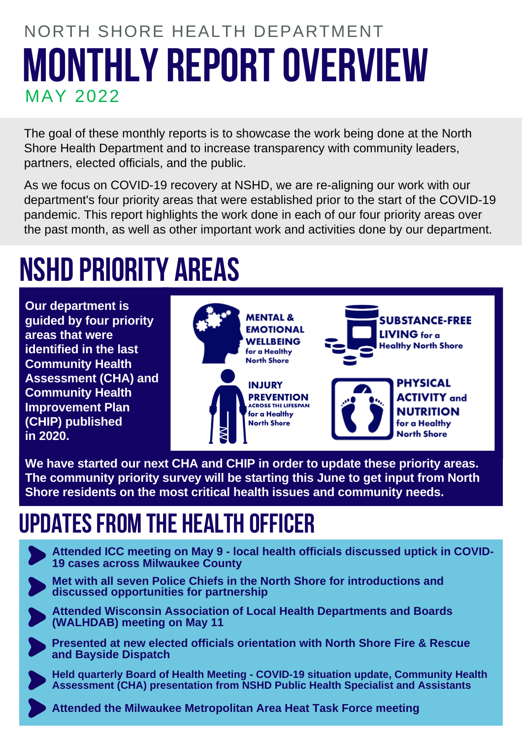NORTH SHORE HEALTH DEPARTMENT

# MONTHLY REPORT OVERVIEW

MAY 2022

The goal of these monthly reports is to showcase the work being done at the North Shore Health Department and to increase transparency with community leaders, partners, elected officials, and the public.

As we focus on COVID-19 recovery at NSHD, we are re-aligning our work with our department's four priority areas that were established prior to the start of the COVID-19 pandemic. This report highlights the work done in each of our four priority areas over the past month, as well as other important work and activities done by our department.

## NSHD PRIORITY AREAS

**Our department is guided by four priority areas that were identified in the last Community Health Assessment (CHA) and Community Health Improvement Plan (CHIP) published in 2020.**

- **MENTAL & EMOTIONAL WELLBEING** for a Healthy North Shore
- **SUBSTANCE-FREE LIVING** for a Healthy North Shore
- **INJURY PREVENTION ACROSS THE LIFESPAN** for a Healthy North Shore
- **PHYSICAL ACTIVITY and NUTRITION** for a Healthy North Shore

**We have started our next CHA and CHIP in order to update these priority areas. The community priority survey will be starting this June to get input from North Shore residents on the most critical health issues and community needs.**

## UPDATES FROM THE HEALTH OFFICER

- **Attended ICC meeting on May 9 - local health officials discussed uptick in COVID-19 cases across Milwaukee County**
- **Met with all seven Police Chiefs in the North Shore for introductions and discussed opportunities for partnership**
- **Attended Wisconsin Association of Local Health Departments and Boards (WALHDAB) meeting on May 11**
- **Presented at new elected officials orientation with North Shore Fire & Rescue and Bayside Dispatch**
- **Held quarterly Board of Health Meeting - COVID-19 situation update, Community Health Assessment (CHA) presentation from NSHD Public Health Specialist and Assistants**
- **Attended the Milwaukee Metropolitan Area Heat Task Force meeting**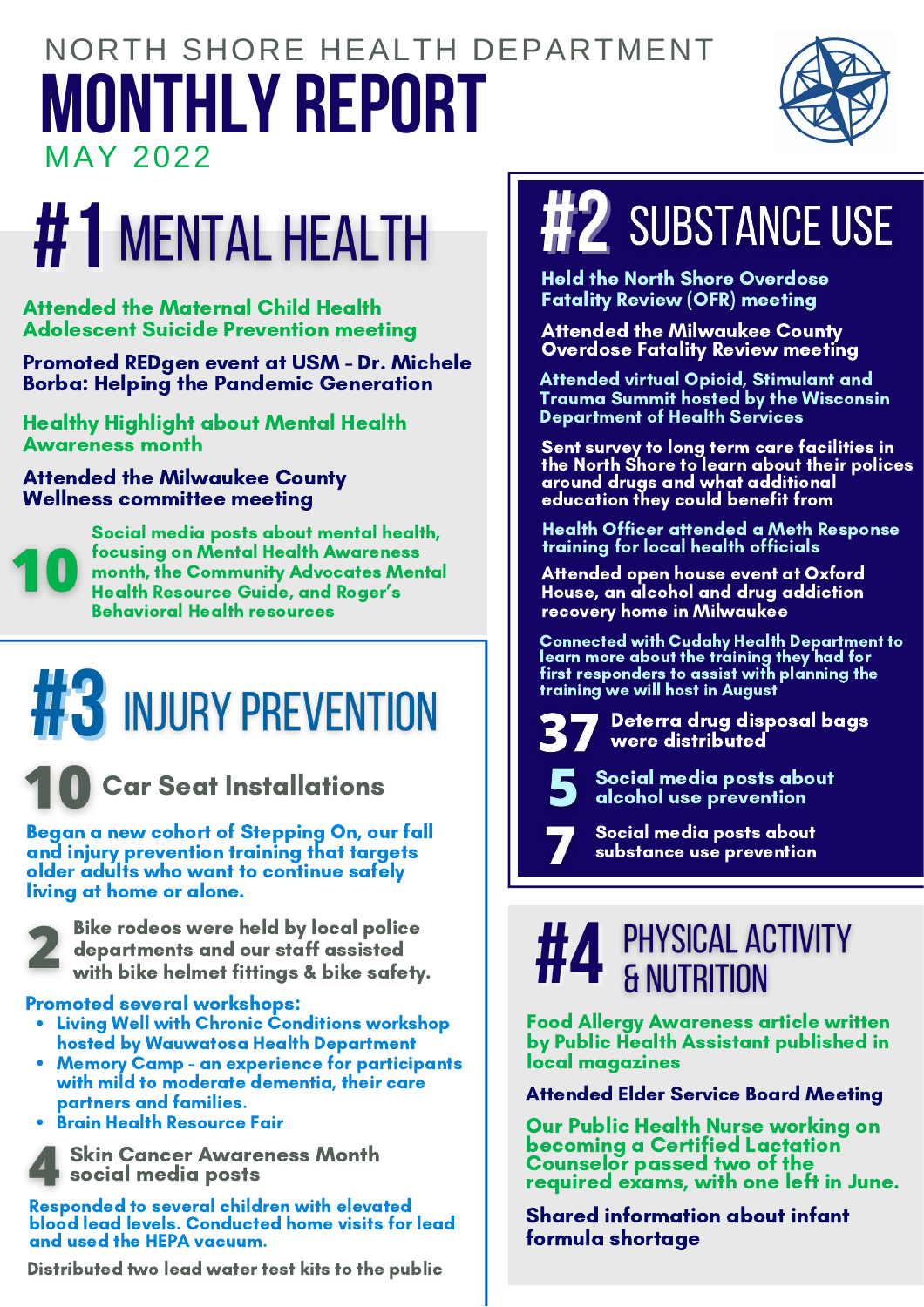NORTH SHORE HEALTH DEPARTMENT

# MONTHLY REPORT

MAY 2022

## #1 MENTAL HEALTH

**Attended the Maternal Child Health Adolescent Suicide Prevention meeting**

**Promoted REDgen event at USM - Dr. Michele Borba: Helping the Pandemic Generation**

**Healthy Highlight about Mental Health Awareness month**

**Attended the Milwaukee County Wellness committee meeting**

**10** Social media posts about mental health, focusing on Mental Health Awareness month, the Community Advocates Mental Health Resource Guide, and Roger's Behavioral Health resources

## #3 INJURY PREVENTION

**10** Car Seat Installations

**Began a new cohort of Stepping On, our fall and injury prevention training that targets older adults who want to continue safely living at home or alone.**

**2** Bike rodeos were held by local police departments and our staff assisted with bike helmet fittings & bike safety.

**Promoted several workshops:**

- *Living Well with Chronic Conditions workshop hosted by Wauwatosa Health Department*
- *Memory Camp - an experience for participants with mild to moderate dementia, their care partners and families.*
- *Brain Health Resource Fair*

**4** Skin Cancer Awareness Month social media posts

**Responded to several children with elevated blood lead levels. Conducted home visits for lead and used the HEPA vacuum.**

**Distributed two lead water test kits to the public**

## #2 SUBSTANCE USE

**Held the North Shore Overdose Fatality Review (OFR) meeting**

**Attended the Milwaukee County Overdose Fatality Review meeting**

**Attended virtual Opioid, Stimulant and Trauma Summit hosted by the Wisconsin Department of Health Services**

**Sent survey to long term care facilities in the North Shore to learn about their polices around drugs and what additional education they could benefit from**

**Health Officer attended a Meth Response training for local health officials**

**Attended open house event at Oxford House, an alcohol and drug addiction recovery home in Milwaukee**

**Connected with Cudahy Health Department to learn more about the training they had for first responders to assist with planning the training we will host in August**

**37** Deterra drug disposal bags were distributed

**5** Social media posts about alcohol use prevention

**7** Social media posts about substance use prevention

## #4 PHYSICAL ACTIVITY & NUTRITION

**Food Allergy Awareness article written by Public Health Assistant published in local magazines**

**Attended Elder Service Board Meeting**

**Our Public Health Nurse working on becoming a Certified Lactation Counselor passed two of the required exams, with one left in June.**

**Shared information about infant formula shortage**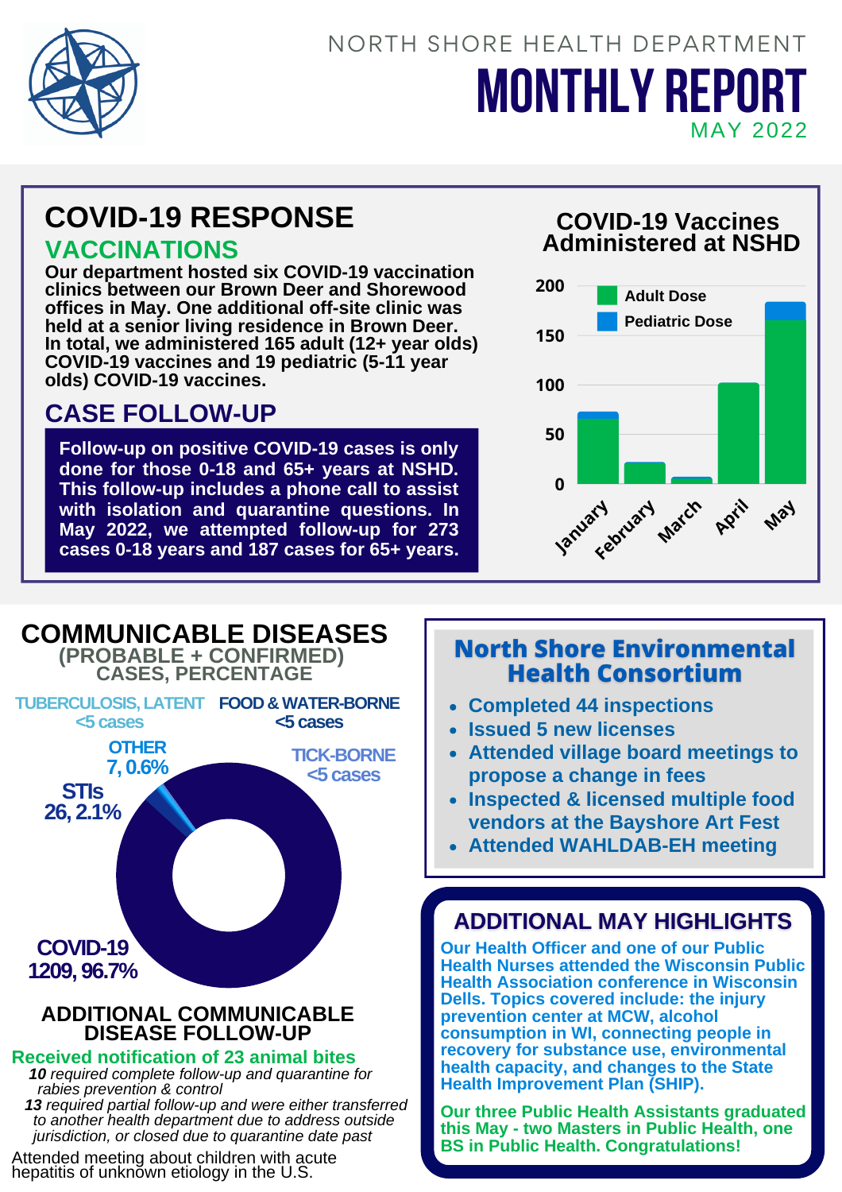NORTH SHORE HEALTH DEPARTMENT

# MONTHLY REPORT

MAY 2022

## COVID-19 RESPONSE

### VACCINATIONS

**Our department hosted six COVID-19 vaccination clinics between our Brown Deer and Shorewood offices in May. One additional off-site clinic was held at a senior living residence in Brown Deer. In total, we administered 165 adult (12+ year olds) COVID-19 vaccines and 19 pediatric (5-11 year olds) COVID-19 vaccines.**

### CASE FOLLOW-UP

**Follow-up on positive COVID-19 cases is only done for those 0-18 and 65+ years at NSHD. This follow-up includes a phone call to assist with isolation and quarantine questions. In May 2022, we attempted follow-up for 273 cases 0-18 years and 187 cases for 65+ years.**

### COVID-19 Vaccines Administered at NSHD

Adult Dose
Pediatric Dose
200
150
100
50
0
January
February
March
April
May

## COMMUNICABLE DISEASES

**(PROBABLE + CONFIRMED) CASES, PERCENTAGE**

TUBERCULOSIS, LATENT
<5 cases
FOOD & WATER-BORNE
<5 cases
OTHER
7, 0.6%
TICK-BORNE
<5 cases
STIs
26, 2.1%
COVID-19
1209, 96.7%

### ADDITIONAL COMMUNICABLE DISEASE FOLLOW-UP

**Received notification of 23 animal bites**

- ***10*** *required complete follow-up and quarantine for rabies prevention & control*
- ***13*** *required partial follow-up and were either transferred to another health department due to address outside jurisdiction, or closed due to quarantine date past*

Attended meeting about children with acute hepatitis of unknown etiology in the U.S.

## North Shore Environmental Health Consortium

- **Completed 44 inspections**
- **Issued 5 new licenses**
- **Attended village board meetings to propose a change in fees**
- **Inspected & licensed multiple food vendors at the Bayshore Art Fest**
- **Attended WAHLDAB-EH meeting**

## ADDITIONAL MAY HIGHLIGHTS

**Our Health Officer and one of our Public Health Nurses attended the Wisconsin Public Health Association conference in Wisconsin Dells. Topics covered include: the injury prevention center at MCW, alcohol consumption in WI, connecting people in recovery for substance use, environmental health capacity, and changes to the State Health Improvement Plan (SHIP).**

**Our three Public Health Assistants graduated this May - two Masters in Public Health, one BS in Public Health. Congratulations!**